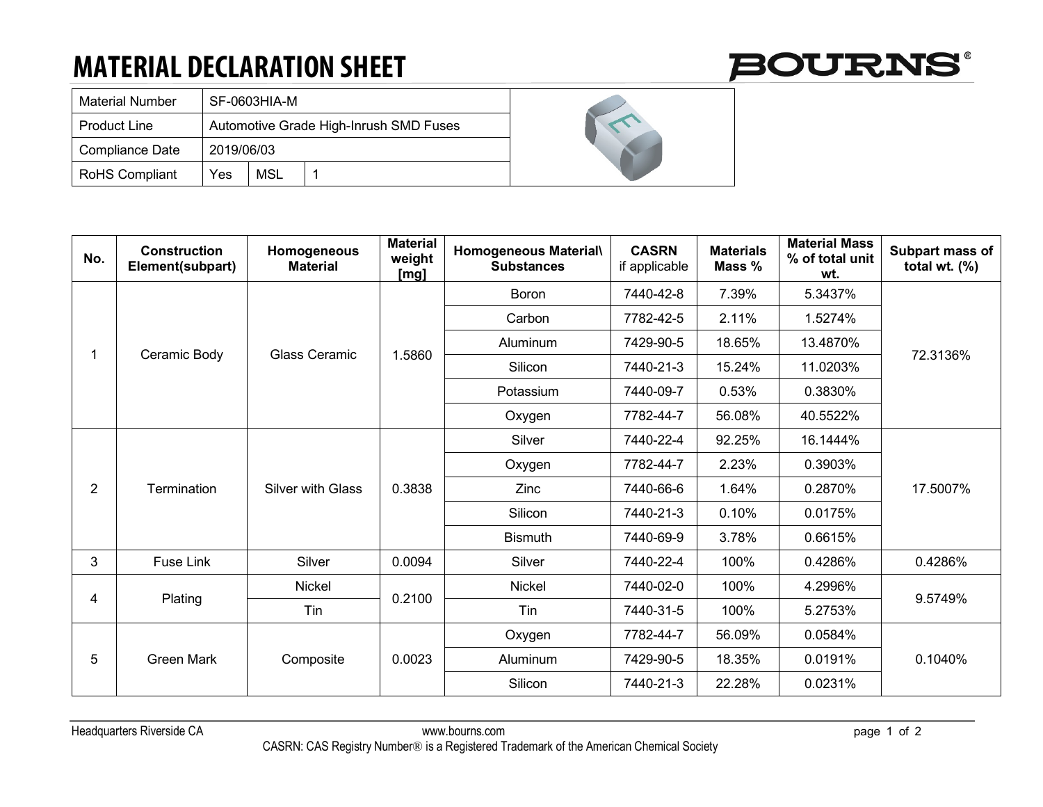# MATERIAL DECLARATION SHEET

| Material Number | SF-0603HIA-M | | |
|---|---|---|---|
| Product Line | Automotive Grade High-Inrush SMD Fuses | | |
| Compliance Date | 2019/06/03 | | |
| RoHS Compliant | Yes | MSL | 1 |

| No. | Construction Element(subpart) | Homogeneous Material | Material weight [mg] | Homogeneous Material\ Substances | CASRN if applicable | Materials Mass % | Material Mass % of total unit wt. | Subpart mass of total wt. (%) |
|---|---|---|---|---|---|---|---|---|
| 1 | Ceramic Body | Glass Ceramic | 1.5860 | Boron | 7440-42-8 | 7.39% | 5.3437% | 72.3136% |
| | | | | Carbon | 7782-42-5 | 2.11% | 1.5274% | |
| | | | | Aluminum | 7429-90-5 | 18.65% | 13.4870% | |
| | | | | Silicon | 7440-21-3 | 15.24% | 11.0203% | |
| | | | | Potassium | 7440-09-7 | 0.53% | 0.3830% | |
| | | | | Oxygen | 7782-44-7 | 56.08% | 40.5522% | |
| 2 | Termination | Silver with Glass | 0.3838 | Silver | 7440-22-4 | 92.25% | 16.1444% | 17.5007% |
| | | | | Oxygen | 7782-44-7 | 2.23% | 0.3903% | |
| | | | | Zinc | 7440-66-6 | 1.64% | 0.2870% | |
| | | | | Silicon | 7440-21-3 | 0.10% | 0.0175% | |
| | | | | Bismuth | 7440-69-9 | 3.78% | 0.6615% | |
| 3 | Fuse Link | Silver | 0.0094 | Silver | 7440-22-4 | 100% | 0.4286% | 0.4286% |
| 4 | Plating | Nickel | 0.2100 | Nickel | 7440-02-0 | 100% | 4.2996% | 9.5749% |
| | | Tin | | Tin | 7440-31-5 | 100% | 5.2753% | |
| 5 | Green Mark | Composite | 0.0023 | Oxygen | 7782-44-7 | 56.09% | 0.0584% | 0.1040% |
| | | | | Aluminum | 7429-90-5 | 18.35% | 0.0191% | |
| | | | | Silicon | 7440-21-3 | 22.28% | 0.0231% | |

Headquarters Riverside CA www.bourns.com

CASRN: CAS Registry Number® is a Registered Trademark of the American Chemical Society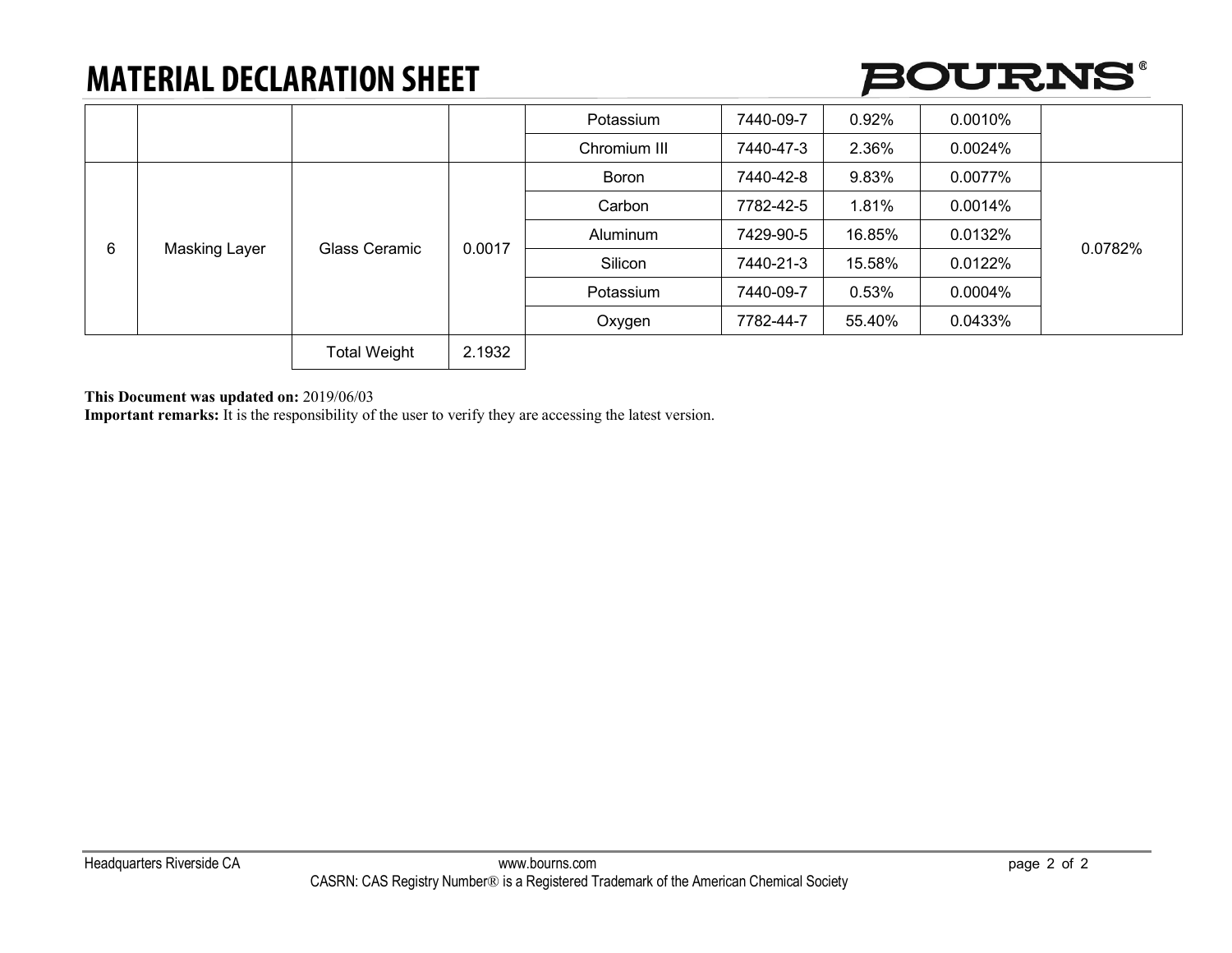# MATERIAL DECLARATION SHEET

| | | | | | | | | |
|---|---|---|---|---|---|---|---|---|
| | | | | Potassium | 7440-09-7 | 0.92% | 0.0010% | |
| | | | | Chromium III | 7440-47-3 | 2.36% | 0.0024% | |
| 6 | Masking Layer | Glass Ceramic | 0.0017 | Boron | 7440-42-8 | 9.83% | 0.0077% | 0.0782% |
| | | | | Carbon | 7782-42-5 | 1.81% | 0.0014% | |
| | | | | Aluminum | 7429-90-5 | 16.85% | 0.0132% | |
| | | | | Silicon | 7440-21-3 | 15.58% | 0.0122% | |
| | | | | Potassium | 7440-09-7 | 0.53% | 0.0004% | |
| | | | | Oxygen | 7782-44-7 | 55.40% | 0.0433% | |
| | | Total Weight | 2.1932 | | | | | |

**This Document was updated on:** 2019/06/03

**Important remarks:** It is the responsibility of the user to verify they are accessing the latest version.

CASRN: CAS Registry Number® is a Registered Trademark of the American Chemical Society